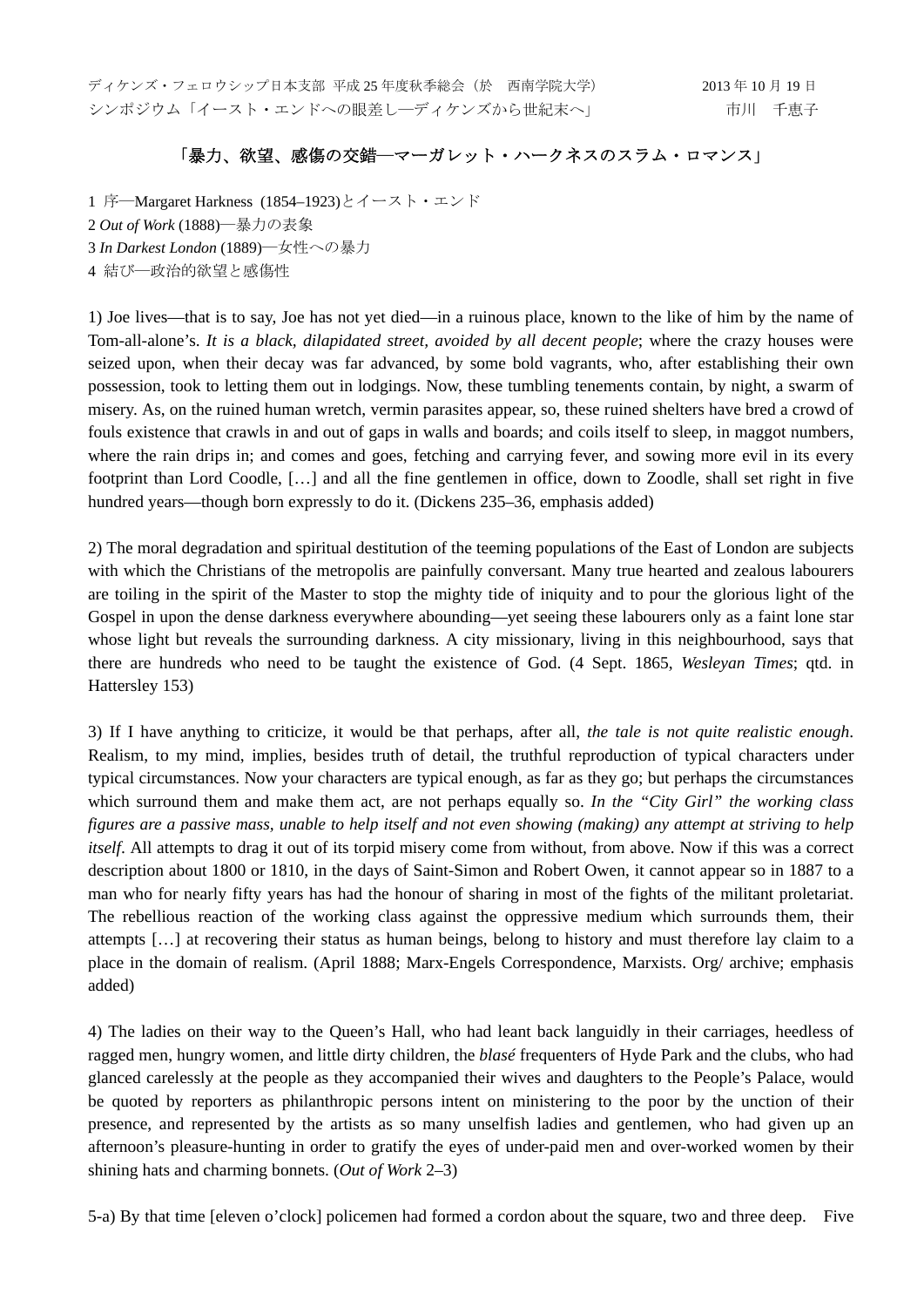ディケンズ・フェロウシップ日本支部 平成 25 年度秋季総会（於　西南学院大学）　2013 年 10 月 19 日

シンポジウム「イースト・エンドへの眼差し—ディケンズから世紀末へ」　市川　千恵子

## 「暴力、欲望、感傷の交錯—マーガレット・ハークネスのスラム・ロマンス」

1 序—Margaret Harkness (1854–1923)とイースト・エンド
2 *Out of Work* (1888)—暴力の表象
3 *In Darkest London* (1889)—女性への暴力
4 結び—政治的欲望と感傷性

1) Joe lives—that is to say, Joe has not yet died—in a ruinous place, known to the like of him by the name of Tom-all-alone's. *It is a black, dilapidated street, avoided by all decent people*; where the crazy houses were seized upon, when their decay was far advanced, by some bold vagrants, who, after establishing their own possession, took to letting them out in lodgings. Now, these tumbling tenements contain, by night, a swarm of misery. As, on the ruined human wretch, vermin parasites appear, so, these ruined shelters have bred a crowd of fouls existence that crawls in and out of gaps in walls and boards; and coils itself to sleep, in maggot numbers, where the rain drips in; and comes and goes, fetching and carrying fever, and sowing more evil in its every footprint than Lord Coodle, […] and all the fine gentlemen in office, down to Zoodle, shall set right in five hundred years—though born expressly to do it. (Dickens 235–36, emphasis added)

2) The moral degradation and spiritual destitution of the teeming populations of the East of London are subjects with which the Christians of the metropolis are painfully conversant. Many true hearted and zealous labourers are toiling in the spirit of the Master to stop the mighty tide of iniquity and to pour the glorious light of the Gospel in upon the dense darkness everywhere abounding—yet seeing these labourers only as a faint lone star whose light but reveals the surrounding darkness. A city missionary, living in this neighbourhood, says that there are hundreds who need to be taught the existence of God. (4 Sept. 1865, *Wesleyan Times*; qtd. in Hattersley 153)

3) If I have anything to criticize, it would be that perhaps, after all, *the tale is not quite realistic enough*. Realism, to my mind, implies, besides truth of detail, the truthful reproduction of typical characters under typical circumstances. Now your characters are typical enough, as far as they go; but perhaps the circumstances which surround them and make them act, are not perhaps equally so. *In the "City Girl" the working class figures are a passive mass, unable to help itself and not even showing (making) any attempt at striving to help itself*. All attempts to drag it out of its torpid misery come from without, from above. Now if this was a correct description about 1800 or 1810, in the days of Saint-Simon and Robert Owen, it cannot appear so in 1887 to a man who for nearly fifty years has had the honour of sharing in most of the fights of the militant proletariat. The rebellious reaction of the working class against the oppressive medium which surrounds them, their attempts […] at recovering their status as human beings, belong to history and must therefore lay claim to a place in the domain of realism. (April 1888; Marx-Engels Correspondence, Marxists. Org/ archive; emphasis added)

4) The ladies on their way to the Queen's Hall, who had leant back languidly in their carriages, heedless of ragged men, hungry women, and little dirty children, the *blasé* frequenters of Hyde Park and the clubs, who had glanced carelessly at the people as they accompanied their wives and daughters to the People's Palace, would be quoted by reporters as philanthropic persons intent on ministering to the poor by the unction of their presence, and represented by the artists as so many unselfish ladies and gentlemen, who had given up an afternoon's pleasure-hunting in order to gratify the eyes of under-paid men and over-worked women by their shining hats and charming bonnets. (*Out of Work* 2–3)

5-a) By that time [eleven o'clock] policemen had formed a cordon about the square, two and three deep.　Five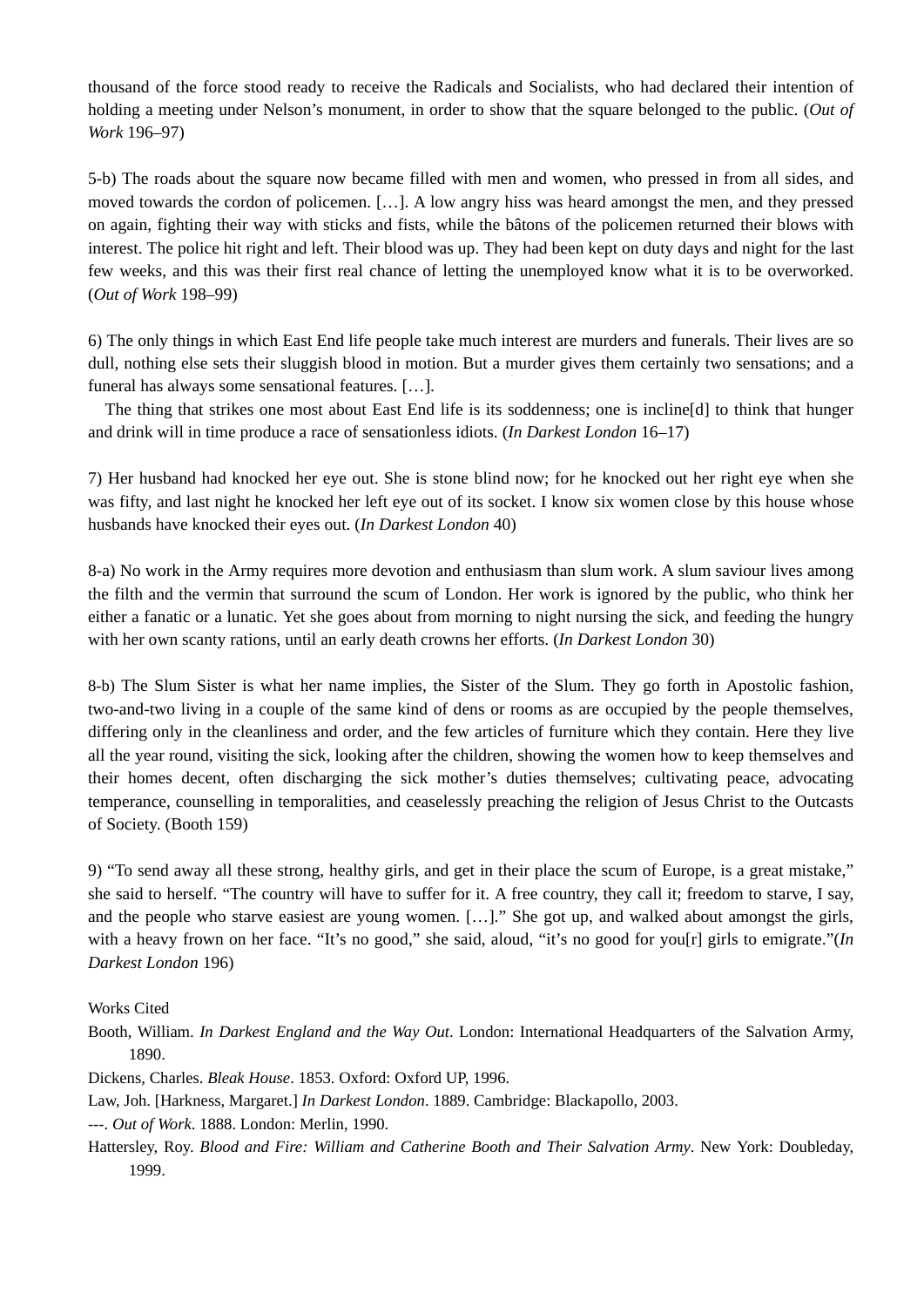thousand of the force stood ready to receive the Radicals and Socialists, who had declared their intention of holding a meeting under Nelson's monument, in order to show that the square belonged to the public. (*Out of Work* 196–97)

5-b) The roads about the square now became filled with men and women, who pressed in from all sides, and moved towards the cordon of policemen. […]. A low angry hiss was heard amongst the men, and they pressed on again, fighting their way with sticks and fists, while the bâtons of the policemen returned their blows with interest. The police hit right and left. Their blood was up. They had been kept on duty days and night for the last few weeks, and this was their first real chance of letting the unemployed know what it is to be overworked. (*Out of Work* 198–99)

6) The only things in which East End life people take much interest are murders and funerals. Their lives are so dull, nothing else sets their sluggish blood in motion. But a murder gives them certainly two sensations; and a funeral has always some sensational features. […].

The thing that strikes one most about East End life is its soddenness; one is incline[d] to think that hunger and drink will in time produce a race of sensationless idiots. (*In Darkest London* 16–17)

7) Her husband had knocked her eye out. She is stone blind now; for he knocked out her right eye when she was fifty, and last night he knocked her left eye out of its socket. I know six women close by this house whose husbands have knocked their eyes out. (*In Darkest London* 40)

8-a) No work in the Army requires more devotion and enthusiasm than slum work. A slum saviour lives among the filth and the vermin that surround the scum of London. Her work is ignored by the public, who think her either a fanatic or a lunatic. Yet she goes about from morning to night nursing the sick, and feeding the hungry with her own scanty rations, until an early death crowns her efforts. (*In Darkest London* 30)

8-b) The Slum Sister is what her name implies, the Sister of the Slum. They go forth in Apostolic fashion, two-and-two living in a couple of the same kind of dens or rooms as are occupied by the people themselves, differing only in the cleanliness and order, and the few articles of furniture which they contain. Here they live all the year round, visiting the sick, looking after the children, showing the women how to keep themselves and their homes decent, often discharging the sick mother's duties themselves; cultivating peace, advocating temperance, counselling in temporalities, and ceaselessly preaching the religion of Jesus Christ to the Outcasts of Society. (Booth 159)

9) "To send away all these strong, healthy girls, and get in their place the scum of Europe, is a great mistake," she said to herself. "The country will have to suffer for it. A free country, they call it; freedom to starve, I say, and the people who starve easiest are young women. […]." She got up, and walked about amongst the girls, with a heavy frown on her face. "It's no good," she said, aloud, "it's no good for you[r] girls to emigrate."(*In Darkest London* 196)

Works Cited

Booth, William. *In Darkest England and the Way Out*. London: International Headquarters of the Salvation Army, 1890.

Dickens, Charles. *Bleak House*. 1853. Oxford: Oxford UP, 1996.

Law, Joh. [Harkness, Margaret.] *In Darkest London*. 1889. Cambridge: Blackapollo, 2003.

---. *Out of Work*. 1888. London: Merlin, 1990.

Hattersley, Roy. *Blood and Fire: William and Catherine Booth and Their Salvation Army*. New York: Doubleday, 1999.